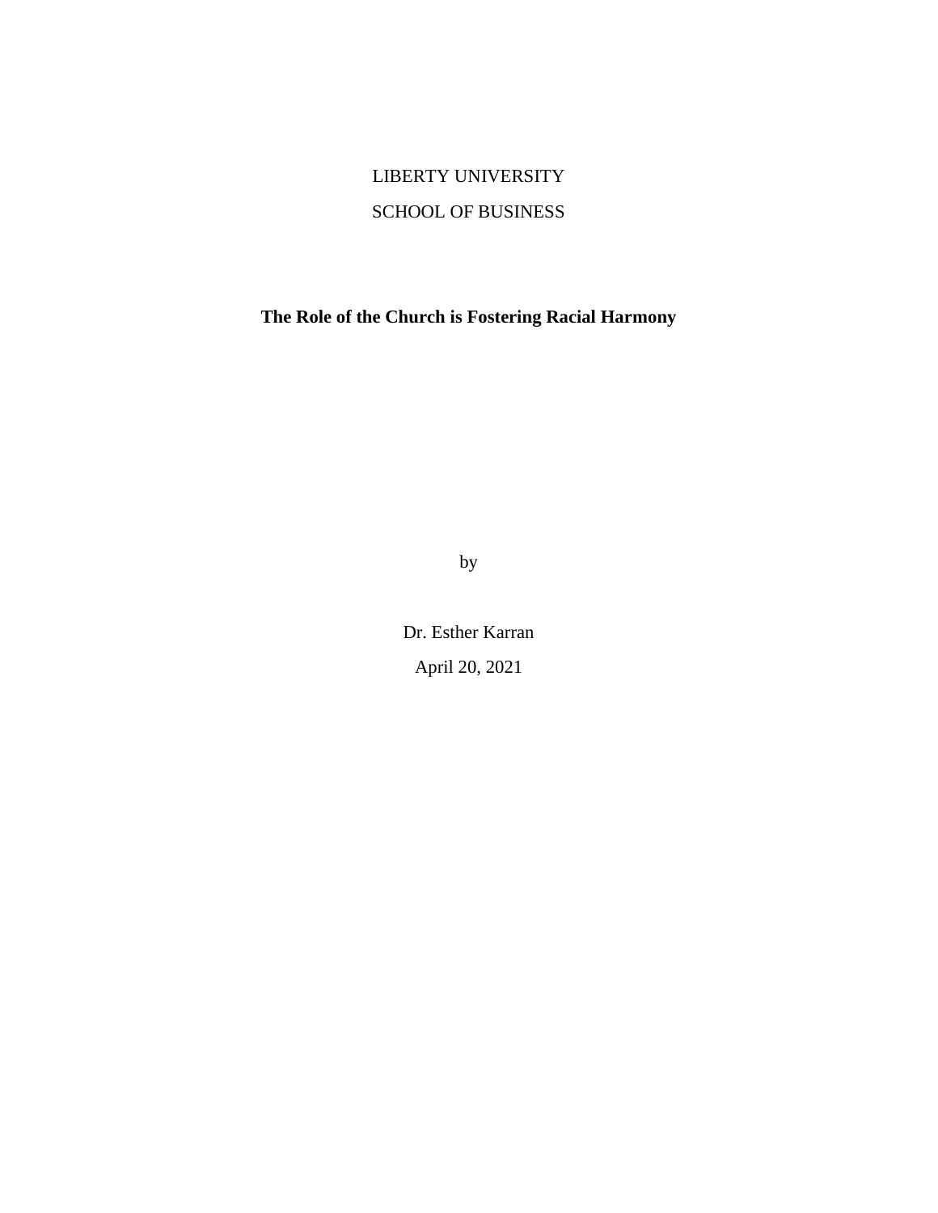LIBERTY UNIVERSITY

SCHOOL OF BUSINESS

**The Role of the Church is Fostering Racial Harmony**

by

Dr. Esther Karran

April 20, 2021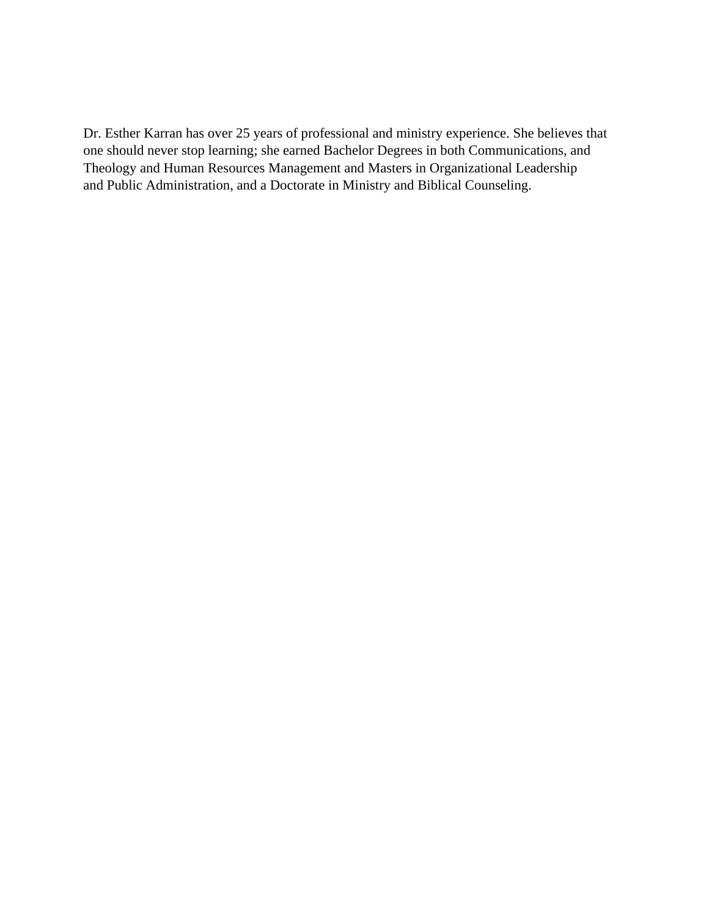Dr. Esther Karran has over 25 years of professional and ministry experience. She believes that one should never stop learning; she earned Bachelor Degrees in both Communications, and Theology and Human Resources Management and Masters in Organizational Leadership and Public Administration, and a Doctorate in Ministry and Biblical Counseling.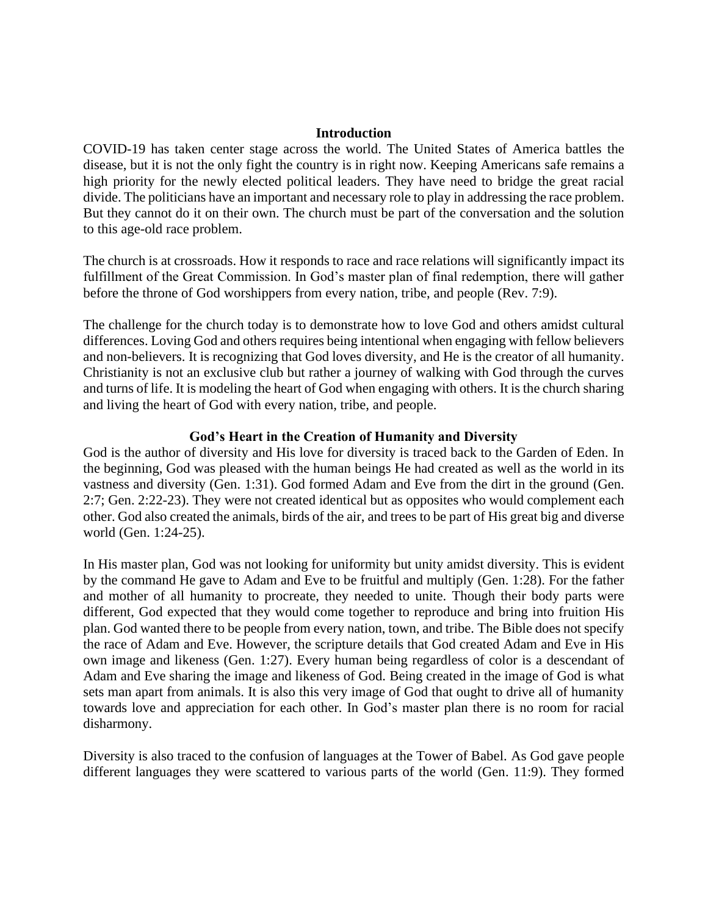## Introduction

COVID-19 has taken center stage across the world. The United States of America battles the disease, but it is not the only fight the country is in right now. Keeping Americans safe remains a high priority for the newly elected political leaders. They have need to bridge the great racial divide. The politicians have an important and necessary role to play in addressing the race problem. But they cannot do it on their own. The church must be part of the conversation and the solution to this age-old race problem.

The church is at crossroads. How it responds to race and race relations will significantly impact its fulfillment of the Great Commission. In God's master plan of final redemption, there will gather before the throne of God worshippers from every nation, tribe, and people (Rev. 7:9).

The challenge for the church today is to demonstrate how to love God and others amidst cultural differences. Loving God and others requires being intentional when engaging with fellow believers and non-believers. It is recognizing that God loves diversity, and He is the creator of all humanity. Christianity is not an exclusive club but rather a journey of walking with God through the curves and turns of life. It is modeling the heart of God when engaging with others. It is the church sharing and living the heart of God with every nation, tribe, and people.

## God's Heart in the Creation of Humanity and Diversity

God is the author of diversity and His love for diversity is traced back to the Garden of Eden. In the beginning, God was pleased with the human beings He had created as well as the world in its vastness and diversity (Gen. 1:31). God formed Adam and Eve from the dirt in the ground (Gen. 2:7; Gen. 2:22-23). They were not created identical but as opposites who would complement each other. God also created the animals, birds of the air, and trees to be part of His great big and diverse world (Gen. 1:24-25).

In His master plan, God was not looking for uniformity but unity amidst diversity. This is evident by the command He gave to Adam and Eve to be fruitful and multiply (Gen. 1:28). For the father and mother of all humanity to procreate, they needed to unite. Though their body parts were different, God expected that they would come together to reproduce and bring into fruition His plan. God wanted there to be people from every nation, town, and tribe. The Bible does not specify the race of Adam and Eve. However, the scripture details that God created Adam and Eve in His own image and likeness (Gen. 1:27). Every human being regardless of color is a descendant of Adam and Eve sharing the image and likeness of God. Being created in the image of God is what sets man apart from animals. It is also this very image of God that ought to drive all of humanity towards love and appreciation for each other. In God's master plan there is no room for racial disharmony.

Diversity is also traced to the confusion of languages at the Tower of Babel. As God gave people different languages they were scattered to various parts of the world (Gen. 11:9). They formed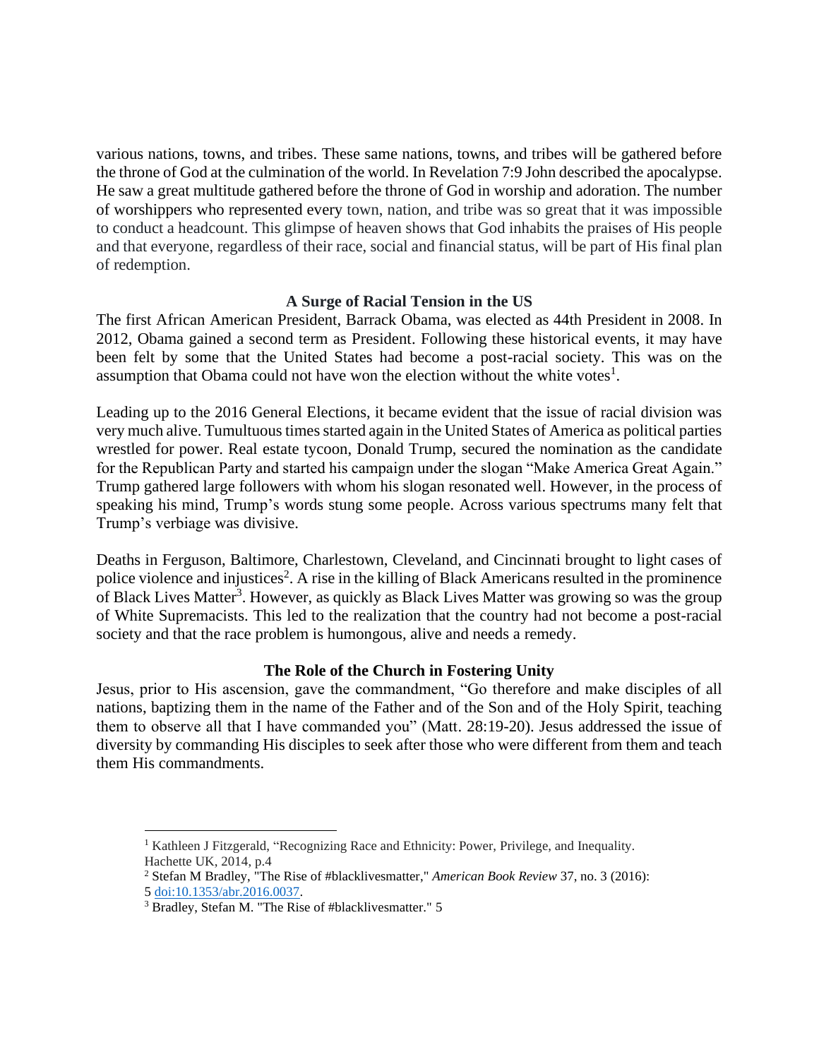various nations, towns, and tribes. These same nations, towns, and tribes will be gathered before the throne of God at the culmination of the world. In Revelation 7:9 John described the apocalypse. He saw a great multitude gathered before the throne of God in worship and adoration. The number of worshippers who represented every town, nation, and tribe was so great that it was impossible to conduct a headcount. This glimpse of heaven shows that God inhabits the praises of His people and that everyone, regardless of their race, social and financial status, will be part of His final plan of redemption.

## A Surge of Racial Tension in the US

The first African American President, Barrack Obama, was elected as 44th President in 2008. In 2012, Obama gained a second term as President. Following these historical events, it may have been felt by some that the United States had become a post-racial society. This was on the assumption that Obama could not have won the election without the white votes[1].

Leading up to the 2016 General Elections, it became evident that the issue of racial division was very much alive. Tumultuous times started again in the United States of America as political parties wrestled for power. Real estate tycoon, Donald Trump, secured the nomination as the candidate for the Republican Party and started his campaign under the slogan "Make America Great Again." Trump gathered large followers with whom his slogan resonated well. However, in the process of speaking his mind, Trump's words stung some people. Across various spectrums many felt that Trump's verbiage was divisive.

Deaths in Ferguson, Baltimore, Charlestown, Cleveland, and Cincinnati brought to light cases of police violence and injustices[2]. A rise in the killing of Black Americans resulted in the prominence of Black Lives Matter[3]. However, as quickly as Black Lives Matter was growing so was the group of White Supremacists. This led to the realization that the country had not become a post-racial society and that the race problem is humongous, alive and needs a remedy.

## The Role of the Church in Fostering Unity

Jesus, prior to His ascension, gave the commandment, "Go therefore and make disciples of all nations, baptizing them in the name of the Father and of the Son and of the Holy Spirit, teaching them to observe all that I have commanded you" (Matt. 28:19-20). Jesus addressed the issue of diversity by commanding His disciples to seek after those who were different from them and teach them His commandments.

---

[1] Kathleen J Fitzgerald, "Recognizing Race and Ethnicity: Power, Privilege, and Inequality. Hachette UK, 2014, p.4

[2] Stefan M Bradley, "The Rise of #blacklivesmatter," *American Book Review* 37, no. 3 (2016): 5 doi:10.1353/abr.2016.0037.

[3] Bradley, Stefan M. "The Rise of #blacklivesmatter." 5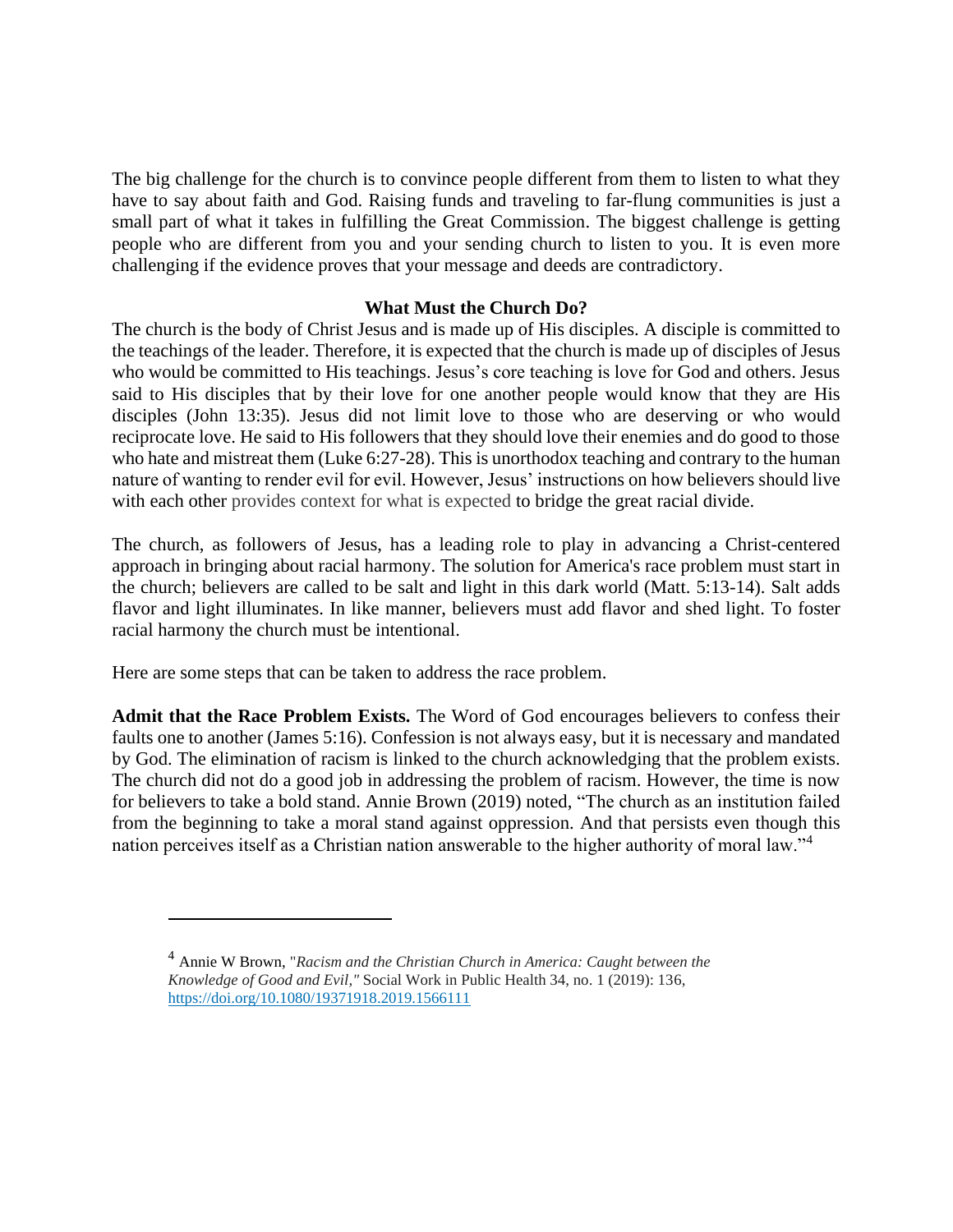The big challenge for the church is to convince people different from them to listen to what they have to say about faith and God. Raising funds and traveling to far-flung communities is just a small part of what it takes in fulfilling the Great Commission. The biggest challenge is getting people who are different from you and your sending church to listen to you. It is even more challenging if the evidence proves that your message and deeds are contradictory.

## What Must the Church Do?

The church is the body of Christ Jesus and is made up of His disciples. A disciple is committed to the teachings of the leader. Therefore, it is expected that the church is made up of disciples of Jesus who would be committed to His teachings. Jesus's core teaching is love for God and others. Jesus said to His disciples that by their love for one another people would know that they are His disciples (John 13:35). Jesus did not limit love to those who are deserving or who would reciprocate love. He said to His followers that they should love their enemies and do good to those who hate and mistreat them (Luke 6:27-28). This is unorthodox teaching and contrary to the human nature of wanting to render evil for evil. However, Jesus' instructions on how believers should live with each other provides context for what is expected to bridge the great racial divide.

The church, as followers of Jesus, has a leading role to play in advancing a Christ-centered approach in bringing about racial harmony. The solution for America's race problem must start in the church; believers are called to be salt and light in this dark world (Matt. 5:13-14). Salt adds flavor and light illuminates. In like manner, believers must add flavor and shed light. To foster racial harmony the church must be intentional.

Here are some steps that can be taken to address the race problem.

**Admit that the Race Problem Exists.** The Word of God encourages believers to confess their faults one to another (James 5:16). Confession is not always easy, but it is necessary and mandated by God. The elimination of racism is linked to the church acknowledging that the problem exists. The church did not do a good job in addressing the problem of racism. However, the time is now for believers to take a bold stand. Annie Brown (2019) noted, "The church as an institution failed from the beginning to take a moral stand against oppression. And that persists even though this nation perceives itself as a Christian nation answerable to the higher authority of moral law."[4]

---

[4] Annie W Brown, "*Racism and the Christian Church in America: Caught between the Knowledge of Good and Evil,"* Social Work in Public Health 34, no. 1 (2019): 136, https://doi.org/10.1080/19371918.2019.1566111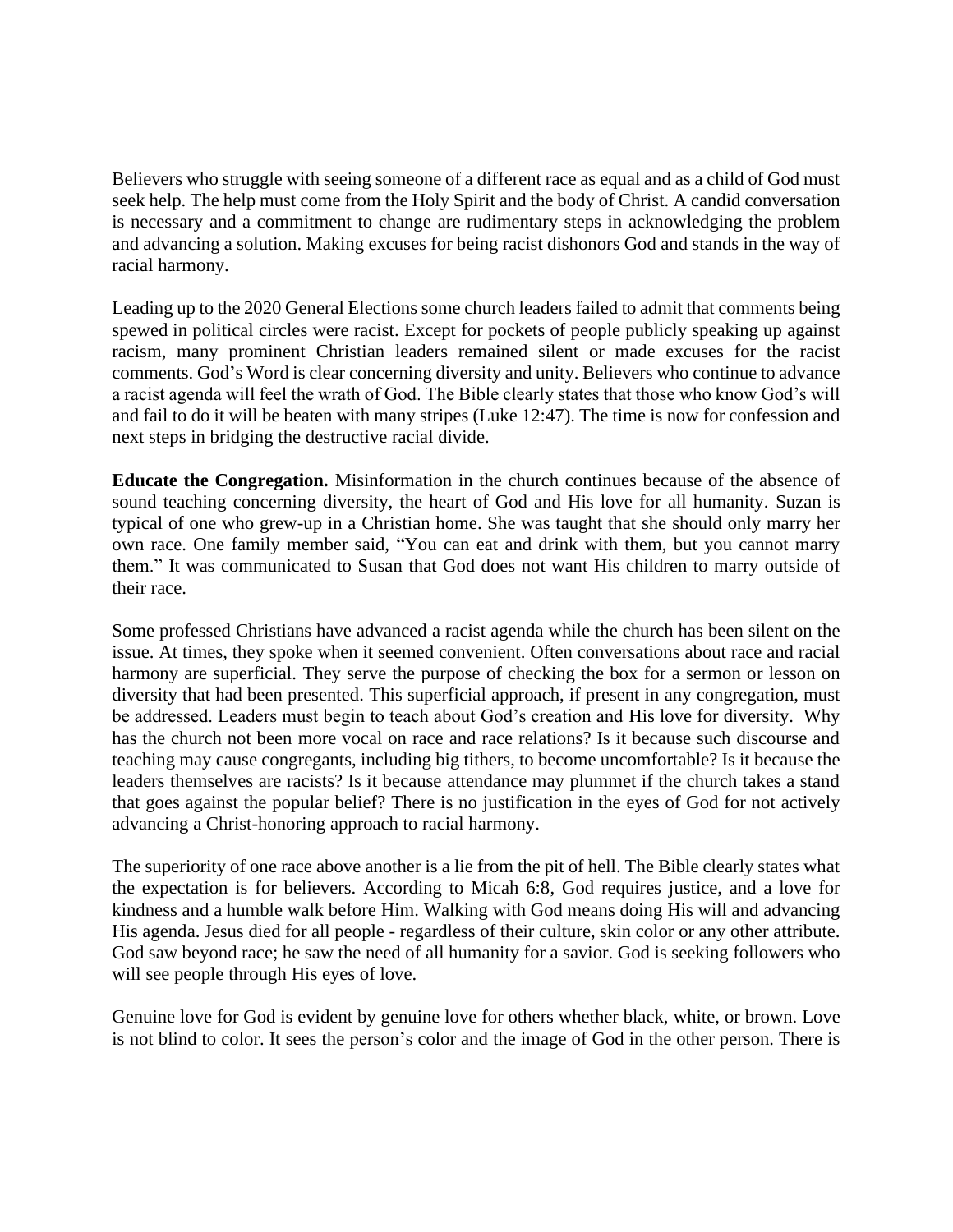Believers who struggle with seeing someone of a different race as equal and as a child of God must seek help. The help must come from the Holy Spirit and the body of Christ. A candid conversation is necessary and a commitment to change are rudimentary steps in acknowledging the problem and advancing a solution. Making excuses for being racist dishonors God and stands in the way of racial harmony.

Leading up to the 2020 General Elections some church leaders failed to admit that comments being spewed in political circles were racist. Except for pockets of people publicly speaking up against racism, many prominent Christian leaders remained silent or made excuses for the racist comments. God's Word is clear concerning diversity and unity. Believers who continue to advance a racist agenda will feel the wrath of God. The Bible clearly states that those who know God's will and fail to do it will be beaten with many stripes (Luke 12:47). The time is now for confession and next steps in bridging the destructive racial divide.

**Educate the Congregation.** Misinformation in the church continues because of the absence of sound teaching concerning diversity, the heart of God and His love for all humanity. Suzan is typical of one who grew-up in a Christian home. She was taught that she should only marry her own race. One family member said, "You can eat and drink with them, but you cannot marry them." It was communicated to Susan that God does not want His children to marry outside of their race.

Some professed Christians have advanced a racist agenda while the church has been silent on the issue. At times, they spoke when it seemed convenient. Often conversations about race and racial harmony are superficial. They serve the purpose of checking the box for a sermon or lesson on diversity that had been presented. This superficial approach, if present in any congregation, must be addressed. Leaders must begin to teach about God's creation and His love for diversity. Why has the church not been more vocal on race and race relations? Is it because such discourse and teaching may cause congregants, including big tithers, to become uncomfortable? Is it because the leaders themselves are racists? Is it because attendance may plummet if the church takes a stand that goes against the popular belief? There is no justification in the eyes of God for not actively advancing a Christ-honoring approach to racial harmony.

The superiority of one race above another is a lie from the pit of hell. The Bible clearly states what the expectation is for believers. According to Micah 6:8, God requires justice, and a love for kindness and a humble walk before Him. Walking with God means doing His will and advancing His agenda. Jesus died for all people - regardless of their culture, skin color or any other attribute. God saw beyond race; he saw the need of all humanity for a savior. God is seeking followers who will see people through His eyes of love.

Genuine love for God is evident by genuine love for others whether black, white, or brown. Love is not blind to color. It sees the person's color and the image of God in the other person. There is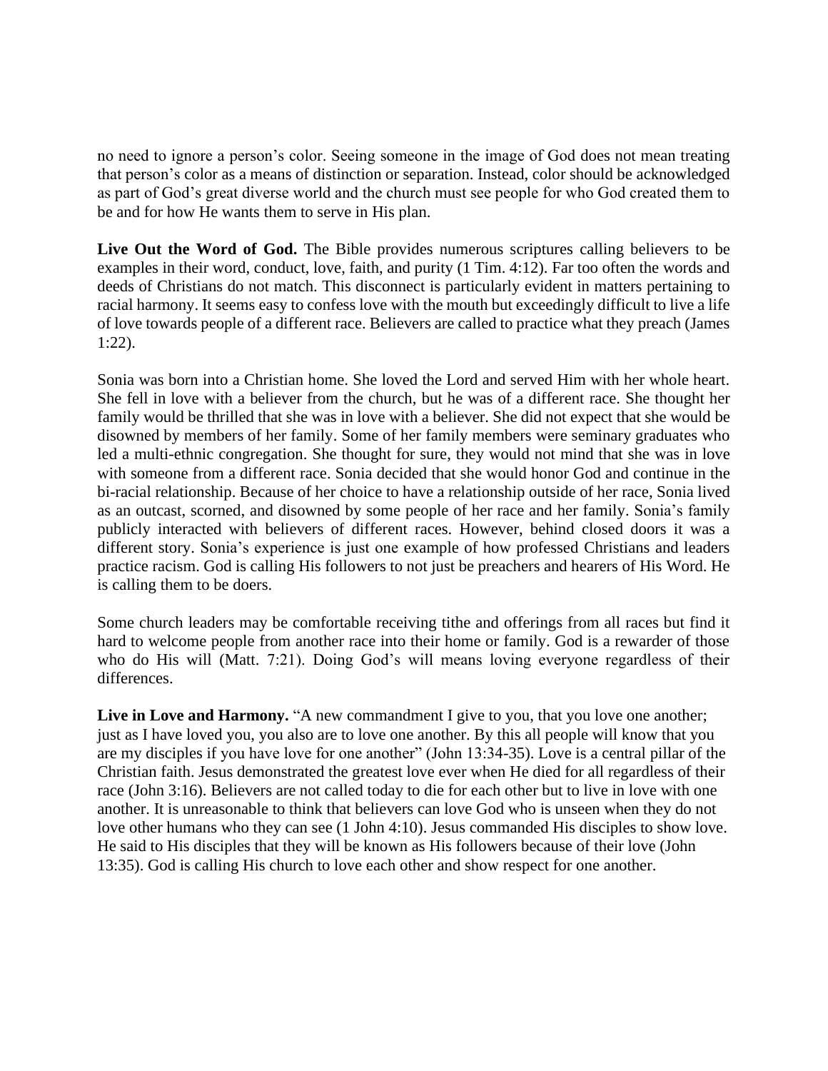no need to ignore a person's color. Seeing someone in the image of God does not mean treating that person's color as a means of distinction or separation. Instead, color should be acknowledged as part of God's great diverse world and the church must see people for who God created them to be and for how He wants them to serve in His plan.

**Live Out the Word of God.** The Bible provides numerous scriptures calling believers to be examples in their word, conduct, love, faith, and purity (1 Tim. 4:12). Far too often the words and deeds of Christians do not match. This disconnect is particularly evident in matters pertaining to racial harmony. It seems easy to confess love with the mouth but exceedingly difficult to live a life of love towards people of a different race. Believers are called to practice what they preach (James 1:22).

Sonia was born into a Christian home. She loved the Lord and served Him with her whole heart. She fell in love with a believer from the church, but he was of a different race. She thought her family would be thrilled that she was in love with a believer. She did not expect that she would be disowned by members of her family. Some of her family members were seminary graduates who led a multi-ethnic congregation. She thought for sure, they would not mind that she was in love with someone from a different race. Sonia decided that she would honor God and continue in the bi-racial relationship. Because of her choice to have a relationship outside of her race, Sonia lived as an outcast, scorned, and disowned by some people of her race and her family. Sonia's family publicly interacted with believers of different races. However, behind closed doors it was a different story. Sonia's experience is just one example of how professed Christians and leaders practice racism. God is calling His followers to not just be preachers and hearers of His Word. He is calling them to be doers.

Some church leaders may be comfortable receiving tithe and offerings from all races but find it hard to welcome people from another race into their home or family. God is a rewarder of those who do His will (Matt. 7:21). Doing God's will means loving everyone regardless of their differences.

**Live in Love and Harmony.** "A new commandment I give to you, that you love one another; just as I have loved you, you also are to love one another. By this all people will know that you are my disciples if you have love for one another" (John 13:34-35). Love is a central pillar of the Christian faith. Jesus demonstrated the greatest love ever when He died for all regardless of their race (John 3:16). Believers are not called today to die for each other but to live in love with one another. It is unreasonable to think that believers can love God who is unseen when they do not love other humans who they can see (1 John 4:10). Jesus commanded His disciples to show love. He said to His disciples that they will be known as His followers because of their love (John 13:35). God is calling His church to love each other and show respect for one another.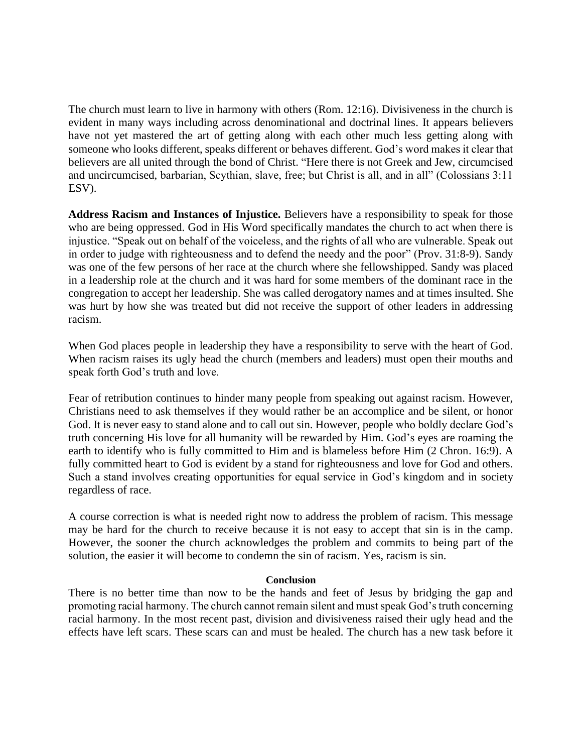The church must learn to live in harmony with others (Rom. 12:16). Divisiveness in the church is evident in many ways including across denominational and doctrinal lines. It appears believers have not yet mastered the art of getting along with each other much less getting along with someone who looks different, speaks different or behaves different. God's word makes it clear that believers are all united through the bond of Christ. "Here there is not Greek and Jew, circumcised and uncircumcised, barbarian, Scythian, slave, free; but Christ is all, and in all" (Colossians 3:11 ESV).

**Address Racism and Instances of Injustice.** Believers have a responsibility to speak for those who are being oppressed. God in His Word specifically mandates the church to act when there is injustice. "Speak out on behalf of the voiceless, and the rights of all who are vulnerable. Speak out in order to judge with righteousness and to defend the needy and the poor" (Prov. 31:8-9). Sandy was one of the few persons of her race at the church where she fellowshipped. Sandy was placed in a leadership role at the church and it was hard for some members of the dominant race in the congregation to accept her leadership. She was called derogatory names and at times insulted. She was hurt by how she was treated but did not receive the support of other leaders in addressing racism.

When God places people in leadership they have a responsibility to serve with the heart of God. When racism raises its ugly head the church (members and leaders) must open their mouths and speak forth God's truth and love.

Fear of retribution continues to hinder many people from speaking out against racism. However, Christians need to ask themselves if they would rather be an accomplice and be silent, or honor God. It is never easy to stand alone and to call out sin. However, people who boldly declare God's truth concerning His love for all humanity will be rewarded by Him. God's eyes are roaming the earth to identify who is fully committed to Him and is blameless before Him (2 Chron. 16:9). A fully committed heart to God is evident by a stand for righteousness and love for God and others. Such a stand involves creating opportunities for equal service in God's kingdom and in society regardless of race.

A course correction is what is needed right now to address the problem of racism. This message may be hard for the church to receive because it is not easy to accept that sin is in the camp. However, the sooner the church acknowledges the problem and commits to being part of the solution, the easier it will become to condemn the sin of racism. Yes, racism is sin.

## Conclusion

There is no better time than now to be the hands and feet of Jesus by bridging the gap and promoting racial harmony. The church cannot remain silent and must speak God's truth concerning racial harmony. In the most recent past, division and divisiveness raised their ugly head and the effects have left scars. These scars can and must be healed. The church has a new task before it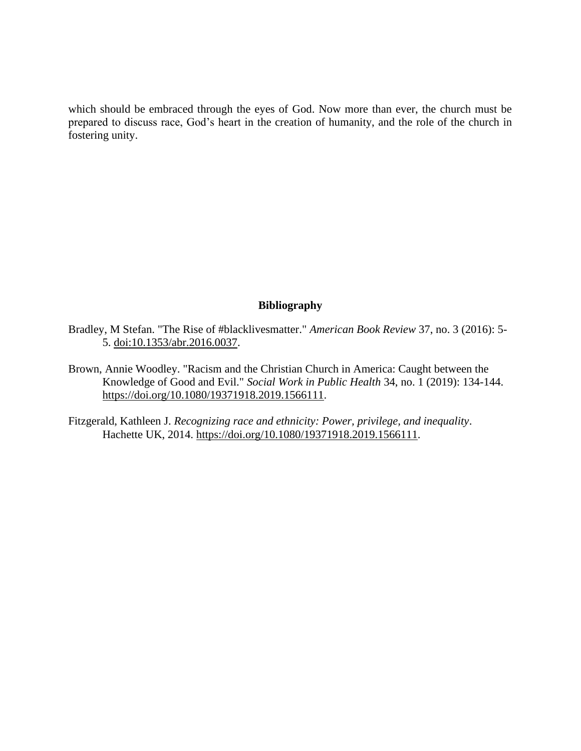which should be embraced through the eyes of God. Now more than ever, the church must be prepared to discuss race, God's heart in the creation of humanity, and the role of the church in fostering unity.

## Bibliography

Bradley, M Stefan. "The Rise of #blacklivesmatter." *American Book Review* 37, no. 3 (2016): 5-5. doi:10.1353/abr.2016.0037.

Brown, Annie Woodley. "Racism and the Christian Church in America: Caught between the Knowledge of Good and Evil." *Social Work in Public Health* 34, no. 1 (2019): 134-144. https://doi.org/10.1080/19371918.2019.1566111.

Fitzgerald, Kathleen J. *Recognizing race and ethnicity: Power, privilege, and inequality*. Hachette UK, 2014. https://doi.org/10.1080/19371918.2019.1566111.